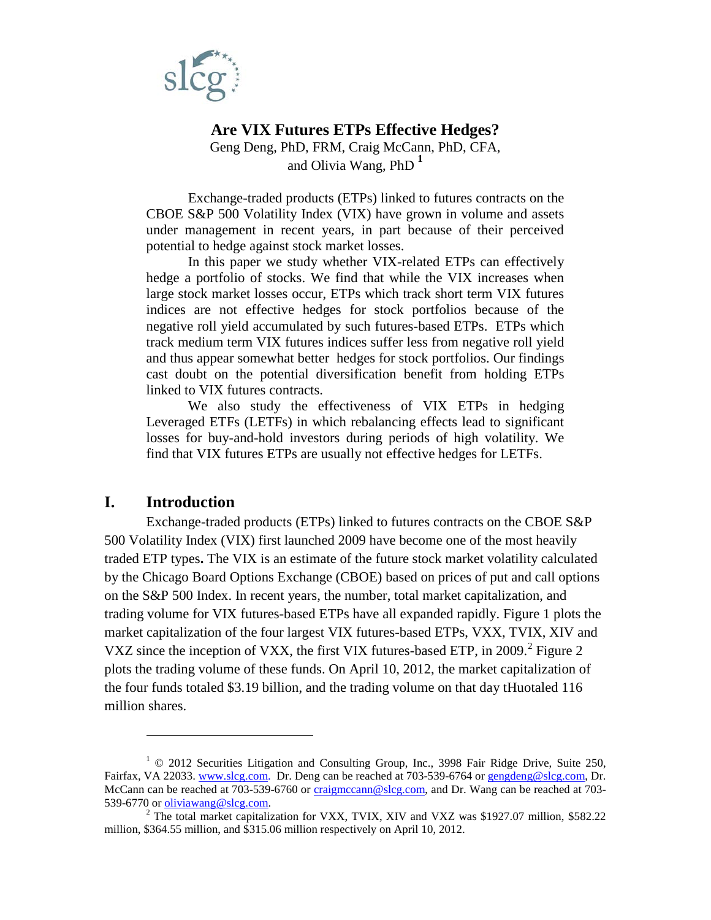slcg

# Are VIX Futures ETPs Effective Hedges?

Geng Deng, PhD, FRM, Craig McCann, PhD, CFA, and Olivia Wang, PhD [1]

Exchange-traded products (ETPs) linked to futures contracts on the CBOE S&P 500 Volatility Index (VIX) have grown in volume and assets under management in recent years, in part because of their perceived potential to hedge against stock market losses.

In this paper we study whether VIX-related ETPs can effectively hedge a portfolio of stocks. We find that while the VIX increases when large stock market losses occur, ETPs which track short term VIX futures indices are not effective hedges for stock portfolios because of the negative roll yield accumulated by such futures-based ETPs. ETPs which track medium term VIX futures indices suffer less from negative roll yield and thus appear somewhat better hedges for stock portfolios. Our findings cast doubt on the potential diversification benefit from holding ETPs linked to VIX futures contracts.

We also study the effectiveness of VIX ETPs in hedging Leveraged ETFs (LETFs) in which rebalancing effects lead to significant losses for buy-and-hold investors during periods of high volatility. We find that VIX futures ETPs are usually not effective hedges for LETFs.

## I. Introduction

Exchange-traded products (ETPs) linked to futures contracts on the CBOE S&P 500 Volatility Index (VIX) first launched 2009 have become one of the most heavily traded ETP types**.** The VIX is an estimate of the future stock market volatility calculated by the Chicago Board Options Exchange (CBOE) based on prices of put and call options on the S&P 500 Index. In recent years, the number, total market capitalization, and trading volume for VIX futures-based ETPs have all expanded rapidly. Figure 1 plots the market capitalization of the four largest VIX futures-based ETPs, VXX, TVIX, XIV and VXZ since the inception of VXX, the first VIX futures-based ETP, in 2009.[2] Figure 2 plots the trading volume of these funds. On April 10, 2012, the market capitalization of the four funds totaled $3.19 billion, and the trading volume on that day tHuotaled 116 million shares.

---

[1] © 2012 Securities Litigation and Consulting Group, Inc., 3998 Fair Ridge Drive, Suite 250, Fairfax, VA 22033. www.slcg.com. Dr. Deng can be reached at 703-539-6764 or gengdeng@slcg.com, Dr. McCann can be reached at 703-539-6760 or craigmccann@slcg.com, and Dr. Wang can be reached at 703-539-6770 or oliviawang@slcg.com.

[2] The total market capitalization for VXX, TVIX, XIV and VXZ was $1927.07 million, $582.22 million, $364.55 million, and $315.06 million respectively on April 10, 2012.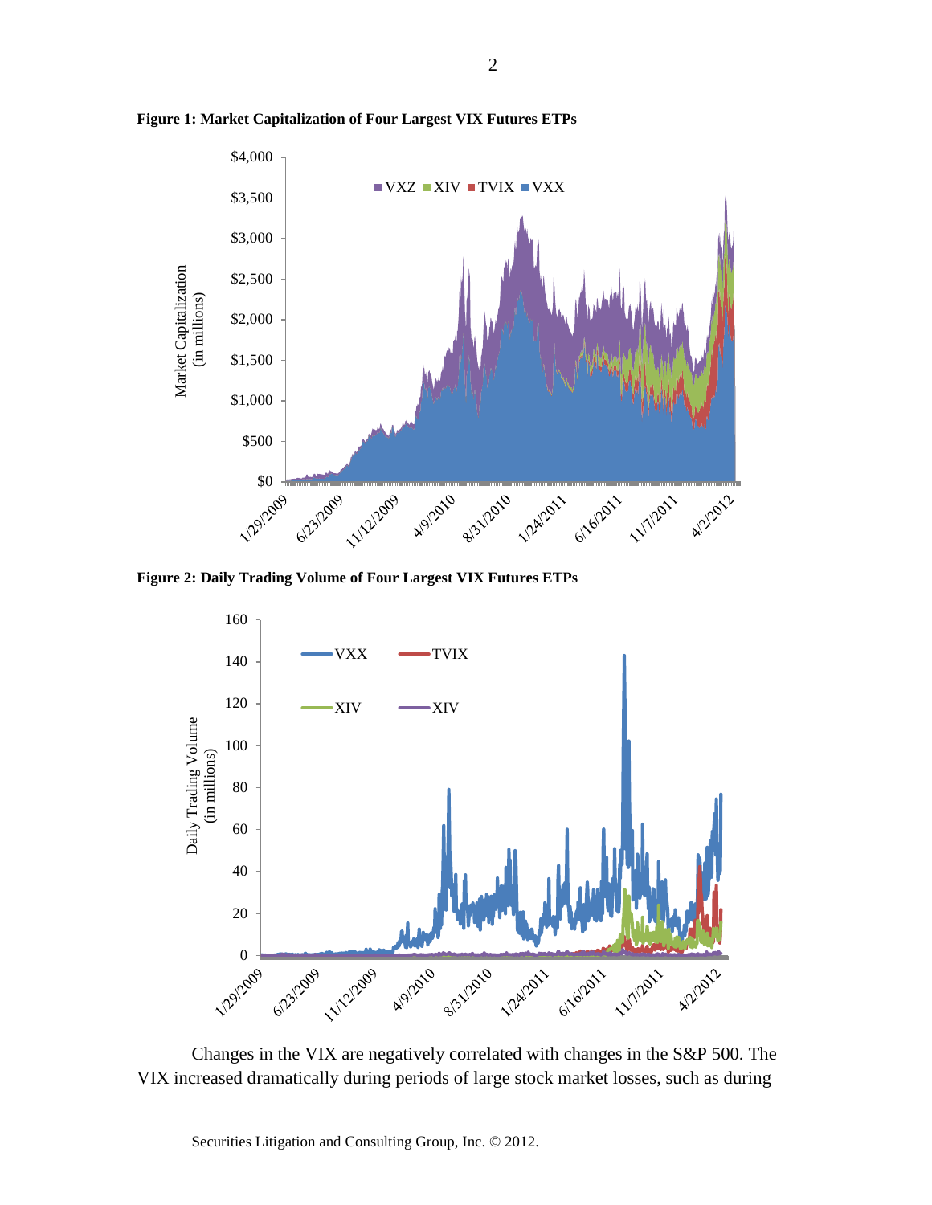**Figure 1: Market Capitalization of Four Largest VIX Futures ETPs**

**Figure 2: Daily Trading Volume of Four Largest VIX Futures ETPs**

Changes in the VIX are negatively correlated with changes in the S&P 500. The VIX increased dramatically during periods of large stock market losses, such as during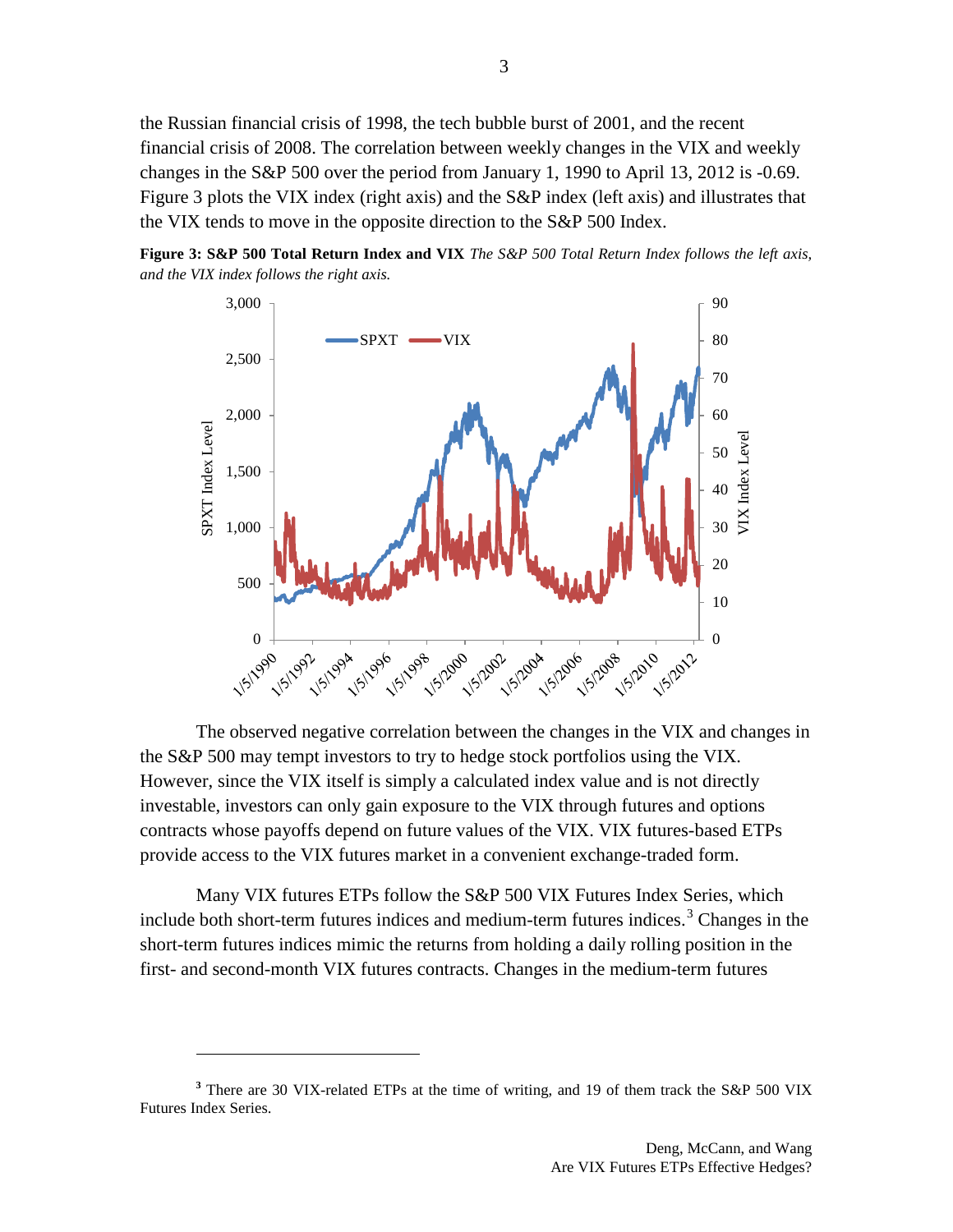the Russian financial crisis of 1998, the tech bubble burst of 2001, and the recent financial crisis of 2008. The correlation between weekly changes in the VIX and weekly changes in the S&P 500 over the period from January 1, 1990 to April 13, 2012 is -0.69. Figure 3 plots the VIX index (right axis) and the S&P index (left axis) and illustrates that the VIX tends to move in the opposite direction to the S&P 500 Index.

**Figure 3: S&P 500 Total Return Index and VIX** *The S&P 500 Total Return Index follows the left axis, and the VIX index follows the right axis.*

The observed negative correlation between the changes in the VIX and changes in the S&P 500 may tempt investors to try to hedge stock portfolios using the VIX. However, since the VIX itself is simply a calculated index value and is not directly investable, investors can only gain exposure to the VIX through futures and options contracts whose payoffs depend on future values of the VIX. VIX futures-based ETPs provide access to the VIX futures market in a convenient exchange-traded form.

Many VIX futures ETPs follow the S&P 500 VIX Futures Index Series, which include both short-term futures indices and medium-term futures indices.[3] Changes in the short-term futures indices mimic the returns from holding a daily rolling position in the first- and second-month VIX futures contracts. Changes in the medium-term futures

[3] There are 30 VIX-related ETPs at the time of writing, and 19 of them track the S&P 500 VIX Futures Index Series.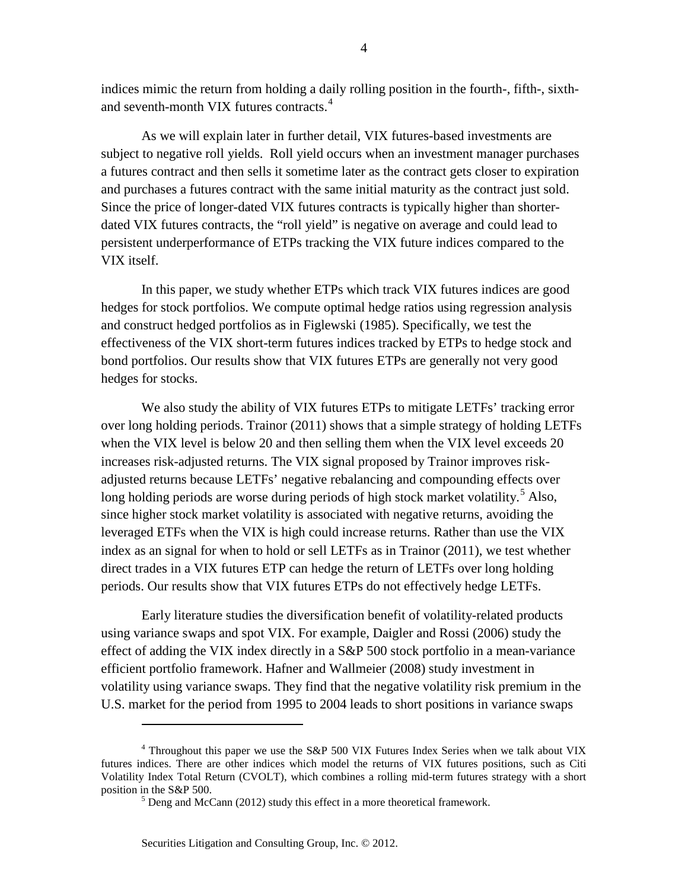indices mimic the return from holding a daily rolling position in the fourth-, fifth-, sixth- and seventh-month VIX futures contracts.[4]

As we will explain later in further detail, VIX futures-based investments are subject to negative roll yields. Roll yield occurs when an investment manager purchases a futures contract and then sells it sometime later as the contract gets closer to expiration and purchases a futures contract with the same initial maturity as the contract just sold. Since the price of longer-dated VIX futures contracts is typically higher than shorter-dated VIX futures contracts, the "roll yield" is negative on average and could lead to persistent underperformance of ETPs tracking the VIX future indices compared to the VIX itself.

In this paper, we study whether ETPs which track VIX futures indices are good hedges for stock portfolios. We compute optimal hedge ratios using regression analysis and construct hedged portfolios as in Figlewski (1985). Specifically, we test the effectiveness of the VIX short-term futures indices tracked by ETPs to hedge stock and bond portfolios. Our results show that VIX futures ETPs are generally not very good hedges for stocks.

We also study the ability of VIX futures ETPs to mitigate LETFs' tracking error over long holding periods. Trainor (2011) shows that a simple strategy of holding LETFs when the VIX level is below 20 and then selling them when the VIX level exceeds 20 increases risk-adjusted returns. The VIX signal proposed by Trainor improves risk-adjusted returns because LETFs' negative rebalancing and compounding effects over long holding periods are worse during periods of high stock market volatility.[5] Also, since higher stock market volatility is associated with negative returns, avoiding the leveraged ETFs when the VIX is high could increase returns. Rather than use the VIX index as an signal for when to hold or sell LETFs as in Trainor (2011), we test whether direct trades in a VIX futures ETP can hedge the return of LETFs over long holding periods. Our results show that VIX futures ETPs do not effectively hedge LETFs.

Early literature studies the diversification benefit of volatility-related products using variance swaps and spot VIX. For example, Daigler and Rossi (2006) study the effect of adding the VIX index directly in a S&P 500 stock portfolio in a mean-variance efficient portfolio framework. Hafner and Wallmeier (2008) study investment in volatility using variance swaps. They find that the negative volatility risk premium in the U.S. market for the period from 1995 to 2004 leads to short positions in variance swaps

---

[4] Throughout this paper we use the S&P 500 VIX Futures Index Series when we talk about VIX futures indices. There are other indices which model the returns of VIX futures positions, such as Citi Volatility Index Total Return (CVOLT), which combines a rolling mid-term futures strategy with a short position in the S&P 500.

[5] Deng and McCann (2012) study this effect in a more theoretical framework.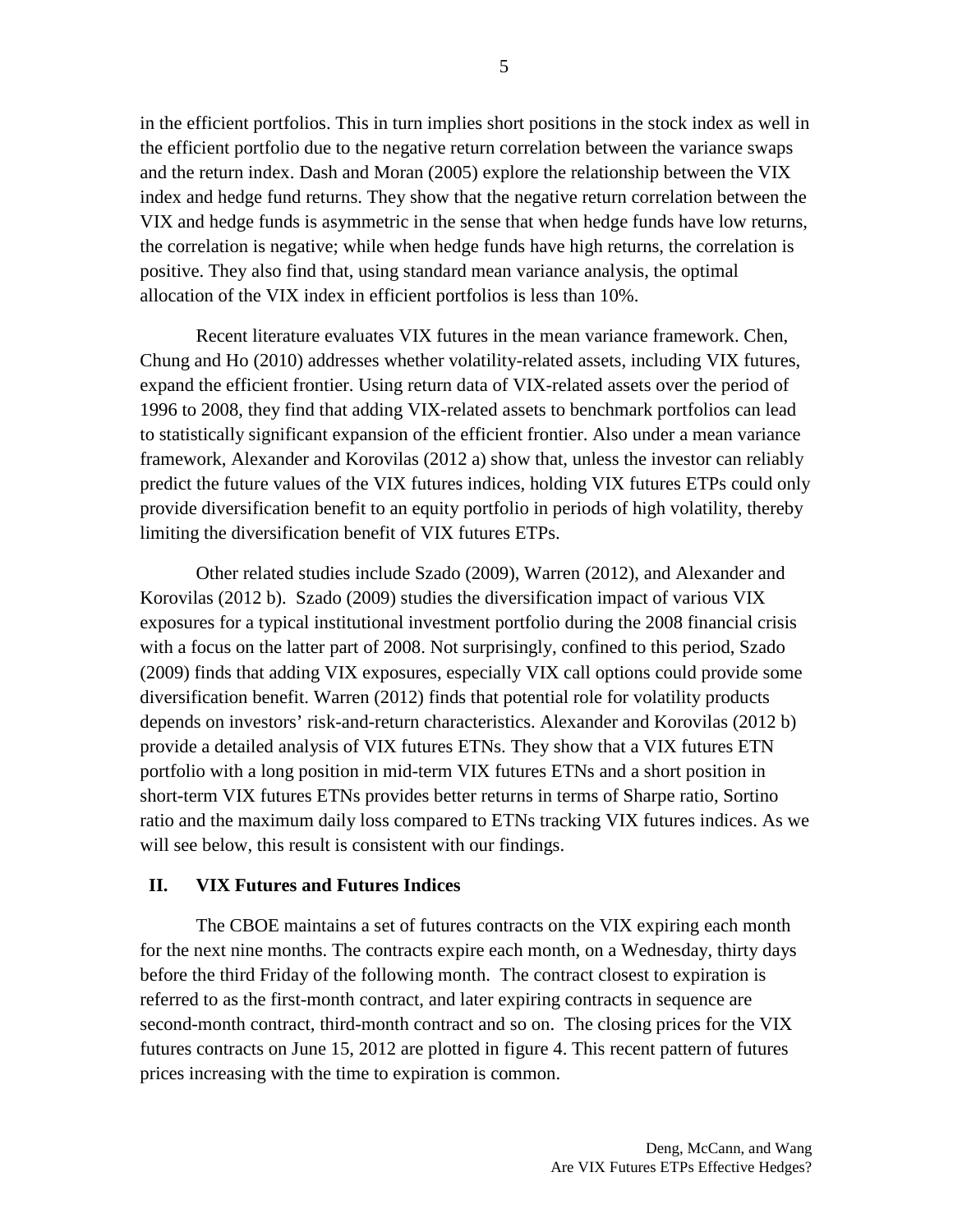in the efficient portfolios. This in turn implies short positions in the stock index as well in the efficient portfolio due to the negative return correlation between the variance swaps and the return index. Dash and Moran (2005) explore the relationship between the VIX index and hedge fund returns. They show that the negative return correlation between the VIX and hedge funds is asymmetric in the sense that when hedge funds have low returns, the correlation is negative; while when hedge funds have high returns, the correlation is positive. They also find that, using standard mean variance analysis, the optimal allocation of the VIX index in efficient portfolios is less than 10%.

Recent literature evaluates VIX futures in the mean variance framework. Chen, Chung and Ho (2010) addresses whether volatility-related assets, including VIX futures, expand the efficient frontier. Using return data of VIX-related assets over the period of 1996 to 2008, they find that adding VIX-related assets to benchmark portfolios can lead to statistically significant expansion of the efficient frontier. Also under a mean variance framework, Alexander and Korovilas (2012 a) show that, unless the investor can reliably predict the future values of the VIX futures indices, holding VIX futures ETPs could only provide diversification benefit to an equity portfolio in periods of high volatility, thereby limiting the diversification benefit of VIX futures ETPs.

Other related studies include Szado (2009), Warren (2012), and Alexander and Korovilas (2012 b). Szado (2009) studies the diversification impact of various VIX exposures for a typical institutional investment portfolio during the 2008 financial crisis with a focus on the latter part of 2008. Not surprisingly, confined to this period, Szado (2009) finds that adding VIX exposures, especially VIX call options could provide some diversification benefit. Warren (2012) finds that potential role for volatility products depends on investors' risk-and-return characteristics. Alexander and Korovilas (2012 b) provide a detailed analysis of VIX futures ETNs. They show that a VIX futures ETN portfolio with a long position in mid-term VIX futures ETNs and a short position in short-term VIX futures ETNs provides better returns in terms of Sharpe ratio, Sortino ratio and the maximum daily loss compared to ETNs tracking VIX futures indices. As we will see below, this result is consistent with our findings.

## II. VIX Futures and Futures Indices

The CBOE maintains a set of futures contracts on the VIX expiring each month for the next nine months. The contracts expire each month, on a Wednesday, thirty days before the third Friday of the following month. The contract closest to expiration is referred to as the first-month contract, and later expiring contracts in sequence are second-month contract, third-month contract and so on. The closing prices for the VIX futures contracts on June 15, 2012 are plotted in figure 4. This recent pattern of futures prices increasing with the time to expiration is common.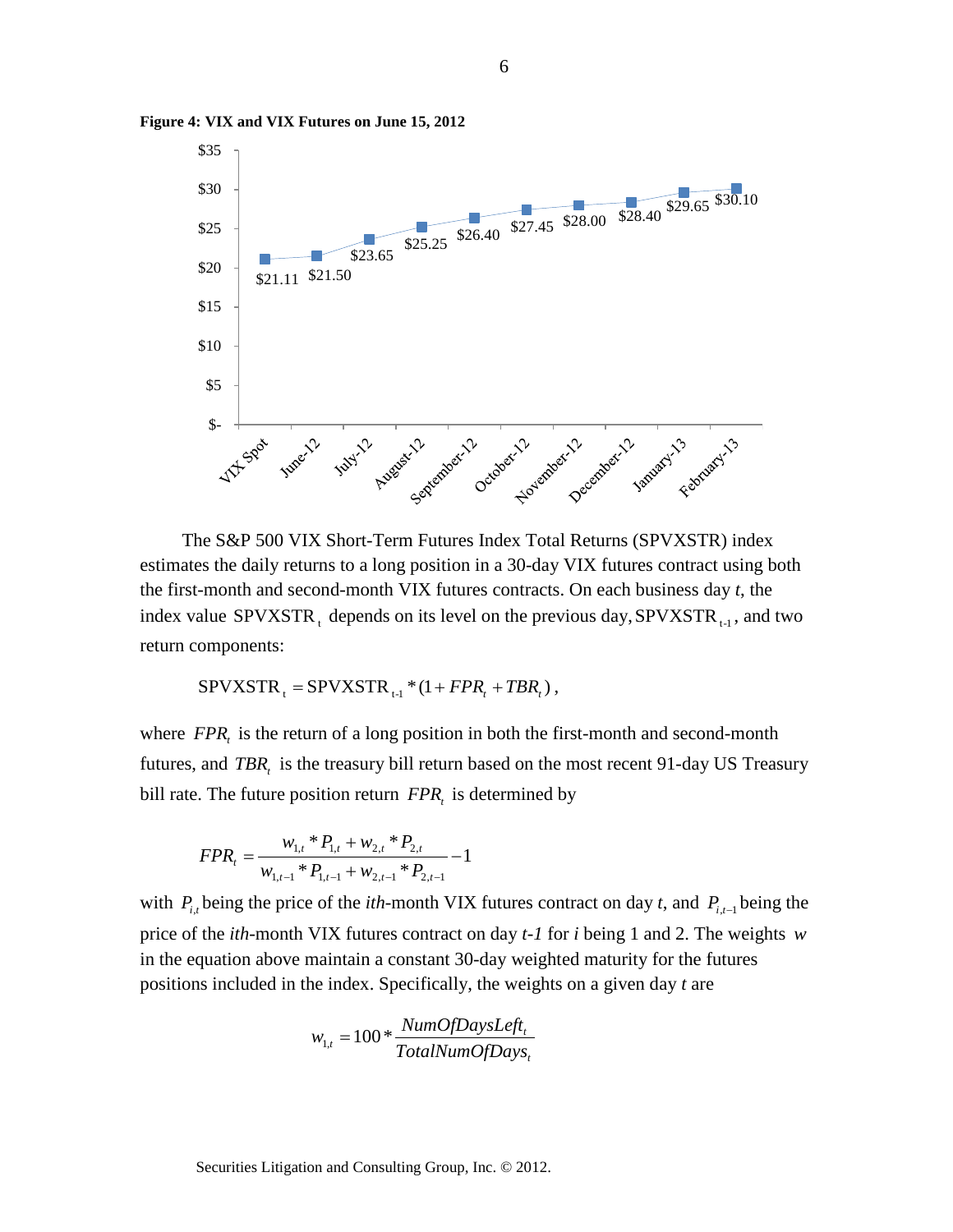**Figure 4: VIX and VIX Futures on June 15, 2012**

| | VIX Spot | June-12 | July-12 | August-12 | September-12 | October-12 | November-12 | December-12 | January-13 | February-13 |
|---|---|---|---|---|---|---|---|---|---|---|
| Price | $21.11 | $21.50 | $23.65 | $25.25 | $26.40 | $27.45 | $28.00 | $28.40 | $29.65 | $30.10 |

The S&P 500 VIX Short-Term Futures Index Total Returns (SPVXSTR) index estimates the daily returns to a long position in a 30-day VIX futures contract using both the first-month and second-month VIX futures contracts. On each business day *t*, the index value $\text{SPVXSTR}_t$ depends on its level on the previous day, $\text{SPVXSTR}_{t-1}$, and two return components:

$$\text{SPVXSTR}_t = \text{SPVXSTR}_{t-1} * (1 + FPR_t + TBR_t),$$

where $FPR_t$ is the return of a long position in both the first-month and second-month futures, and $TBR_t$ is the treasury bill return based on the most recent 91-day US Treasury bill rate. The future position return $FPR_t$ is determined by

$$FPR_t = \frac{w_{1,t} * P_{1,t} + w_{2,t} * P_{2,t}}{w_{1,t-1} * P_{1,t-1} + w_{2,t-1} * P_{2,t-1}} - 1$$

with $P_{i,t}$ being the price of the *ith*-month VIX futures contract on day *t*, and $P_{i,t-1}$ being the price of the *ith*-month VIX futures contract on day *t-1* for *i* being 1 and 2. The weights $w$ in the equation above maintain a constant 30-day weighted maturity for the futures positions included in the index. Specifically, the weights on a given day *t* are

$$w_{1,t} = 100 * \frac{NumOfDaysLeft_t}{TotalNumOfDays_t}$$

Securities Litigation and Consulting Group, Inc. © 2012.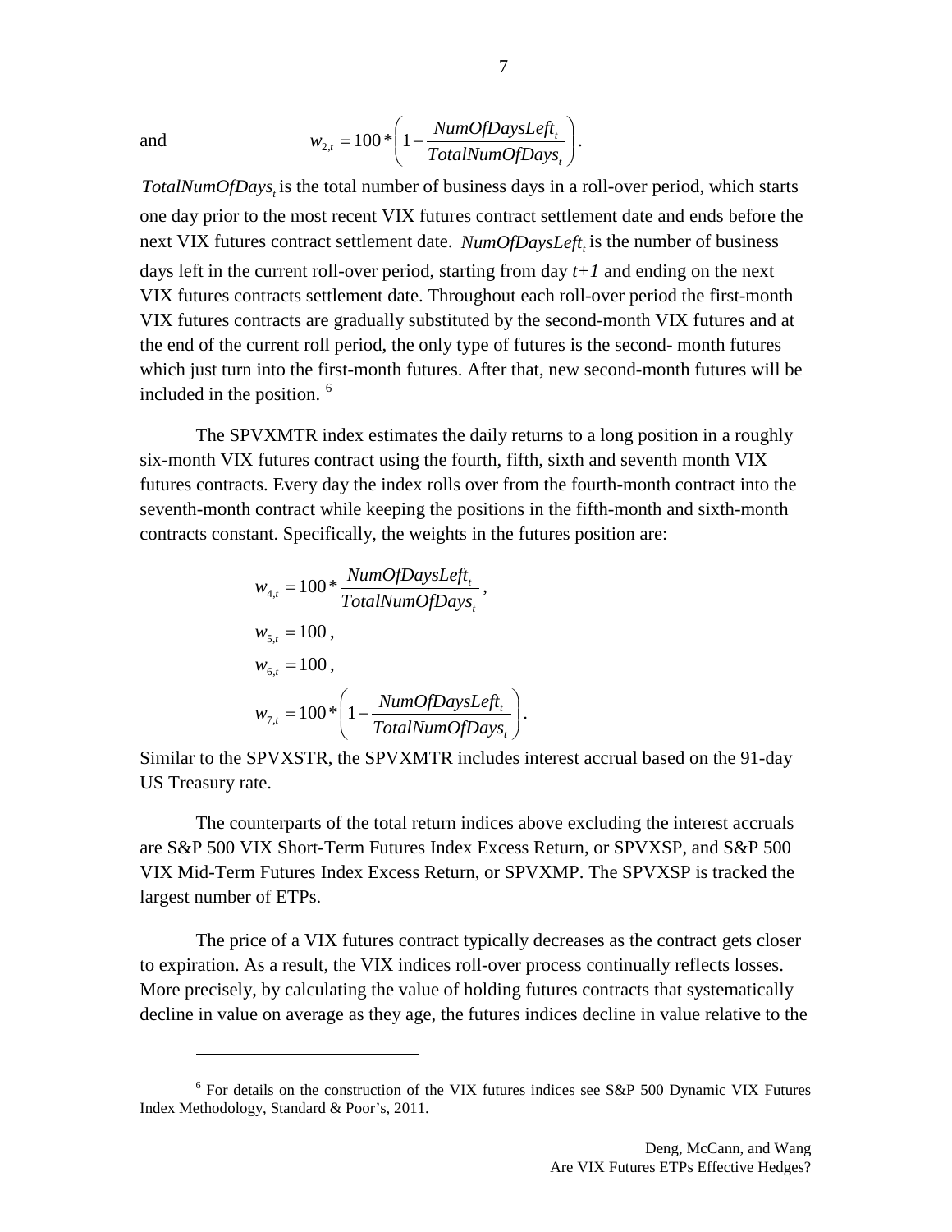and $$w_{2,t} = 100 * \left(1 - \frac{NumOfDaysLeft_t}{TotalNumOfDays_t}\right).$$

$TotalNumOfDays_t$ is the total number of business days in a roll-over period, which starts one day prior to the most recent VIX futures contract settlement date and ends before the next VIX futures contract settlement date. $NumOfDaysLeft_t$ is the number of business days left in the current roll-over period, starting from day $t+1$ and ending on the next VIX futures contracts settlement date. Throughout each roll-over period the first-month VIX futures contracts are gradually substituted by the second-month VIX futures and at the end of the current roll period, the only type of futures is the second- month futures which just turn into the first-month futures. After that, new second-month futures will be included in the position. [6]

The SPVXMTR index estimates the daily returns to a long position in a roughly six-month VIX futures contract using the fourth, fifth, sixth and seventh month VIX futures contracts. Every day the index rolls over from the fourth-month contract into the seventh-month contract while keeping the positions in the fifth-month and sixth-month contracts constant. Specifically, the weights in the futures position are:

$$w_{4,t} = 100 * \frac{NumOfDaysLeft_t}{TotalNumOfDays_t},$$

$$w_{5,t} = 100,$$

$$w_{6,t} = 100,$$

$$w_{7,t} = 100 * \left(1 - \frac{NumOfDaysLeft_t}{TotalNumOfDays_t}\right).$$

Similar to the SPVXSTR, the SPVXMTR includes interest accrual based on the 91-day US Treasury rate.

The counterparts of the total return indices above excluding the interest accruals are S&P 500 VIX Short-Term Futures Index Excess Return, or SPVXSP, and S&P 500 VIX Mid-Term Futures Index Excess Return, or SPVXMP. The SPVXSP is tracked the largest number of ETPs.

The price of a VIX futures contract typically decreases as the contract gets closer to expiration. As a result, the VIX indices roll-over process continually reflects losses. More precisely, by calculating the value of holding futures contracts that systematically decline in value on average as they age, the futures indices decline in value relative to the

---

[6] For details on the construction of the VIX futures indices see S&P 500 Dynamic VIX Futures Index Methodology, Standard & Poor's, 2011.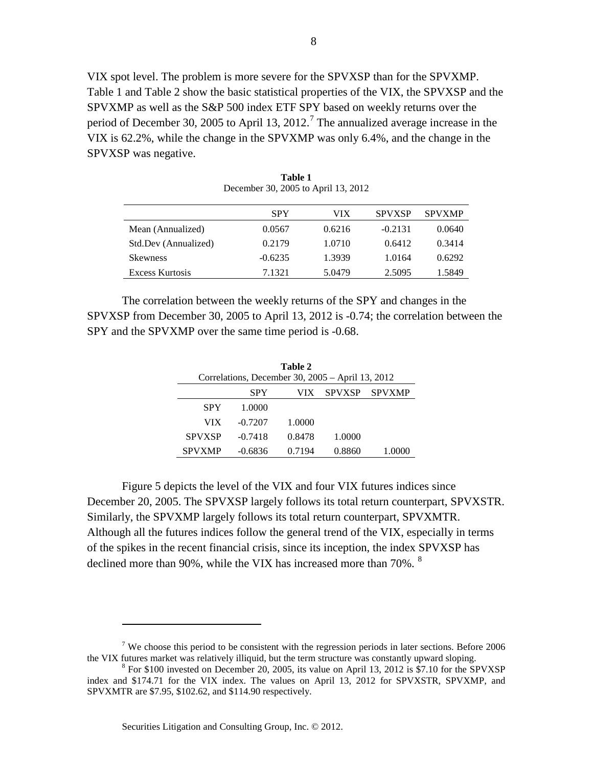VIX spot level. The problem is more severe for the SPVXSP than for the SPVXMP. Table 1 and Table 2 show the basic statistical properties of the VIX, the SPVXSP and the SPVXMP as well as the S&P 500 index ETF SPY based on weekly returns over the period of December 30, 2005 to April 13, 2012.[7] The annualized average increase in the VIX is 62.2%, while the change in the SPVXMP was only 6.4%, and the change in the SPVXSP was negative.

**Table 1**
December 30, 2005 to April 13, 2012

| | SPY | VIX | SPVXSP | SPVXMP |
|---|---|---|---|---|
| Mean (Annualized) | 0.0567 | 0.6216 | -0.2131 | 0.0640 |
| Std.Dev (Annualized) | 0.2179 | 1.0710 | 0.6412 | 0.3414 |
| Skewness | -0.6235 | 1.3939 | 1.0164 | 0.6292 |
| Excess Kurtosis | 7.1321 | 5.0479 | 2.5095 | 1.5849 |

The correlation between the weekly returns of the SPY and changes in the SPVXSP from December 30, 2005 to April 13, 2012 is -0.74; the correlation between the SPY and the SPVXMP over the same time period is -0.68.

**Table 2**
Correlations, December 30, 2005 – April 13, 2012

| | SPY | VIX | SPVXSP | SPVXMP |
|---|---|---|---|---|
| SPY | 1.0000 | | | |
| VIX | -0.7207 | 1.0000 | | |
| SPVXSP | -0.7418 | 0.8478 | 1.0000 | |
| SPVXMP | -0.6836 | 0.7194 | 0.8860 | 1.0000 |

Figure 5 depicts the level of the VIX and four VIX futures indices since December 20, 2005. The SPVXSP largely follows its total return counterpart, SPVXSTR. Similarly, the SPVXMP largely follows its total return counterpart, SPVXMTR. Although all the futures indices follow the general trend of the VIX, especially in terms of the spikes in the recent financial crisis, since its inception, the index SPVXSP has declined more than 90%, while the VIX has increased more than 70%. [8]

---

[7] We choose this period to be consistent with the regression periods in later sections. Before 2006 the VIX futures market was relatively illiquid, but the term structure was constantly upward sloping.

[8] For $100 invested on December 20, 2005, its value on April 13, 2012 is $7.10 for the SPVXSP index and $174.71 for the VIX index. The values on April 13, 2012 for SPVXSTR, SPVXMP, and SPVXMTR are $7.95, $102.62, and $114.90 respectively.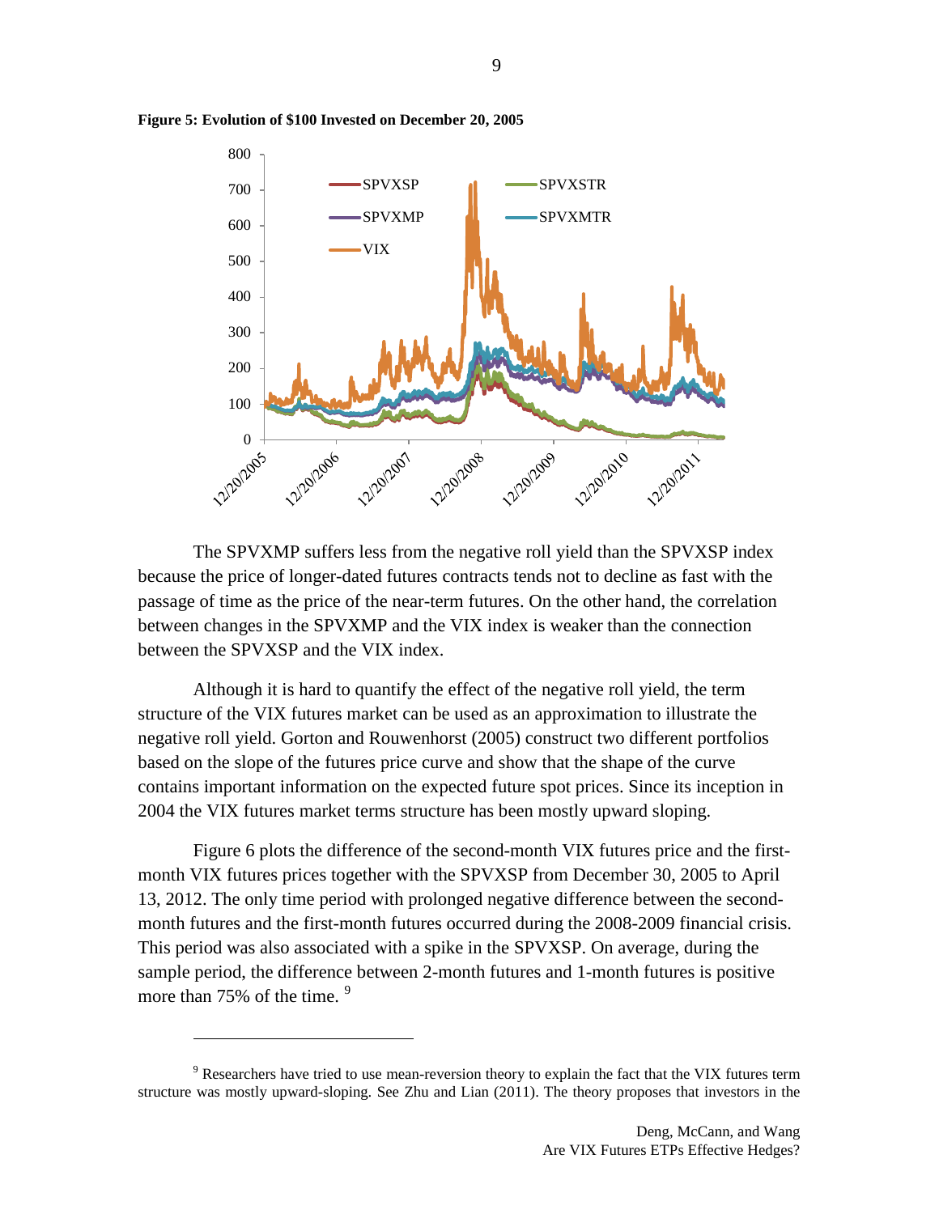**Figure 5: Evolution of $100 Invested on December 20, 2005**

The SPVXMP suffers less from the negative roll yield than the SPVXSP index because the price of longer-dated futures contracts tends not to decline as fast with the passage of time as the price of the near-term futures. On the other hand, the correlation between changes in the SPVXMP and the VIX index is weaker than the connection between the SPVXSP and the VIX index.

Although it is hard to quantify the effect of the negative roll yield, the term structure of the VIX futures market can be used as an approximation to illustrate the negative roll yield. Gorton and Rouwenhorst (2005) construct two different portfolios based on the slope of the futures price curve and show that the shape of the curve contains important information on the expected future spot prices. Since its inception in 2004 the VIX futures market terms structure has been mostly upward sloping.

Figure 6 plots the difference of the second-month VIX futures price and the first-month VIX futures prices together with the SPVXSP from December 30, 2005 to April 13, 2012. The only time period with prolonged negative difference between the second-month futures and the first-month futures occurred during the 2008-2009 financial crisis. This period was also associated with a spike in the SPVXSP. On average, during the sample period, the difference between 2-month futures and 1-month futures is positive more than 75% of the time. [9]

---

[9] Researchers have tried to use mean-reversion theory to explain the fact that the VIX futures term structure was mostly upward-sloping. See Zhu and Lian (2011). The theory proposes that investors in the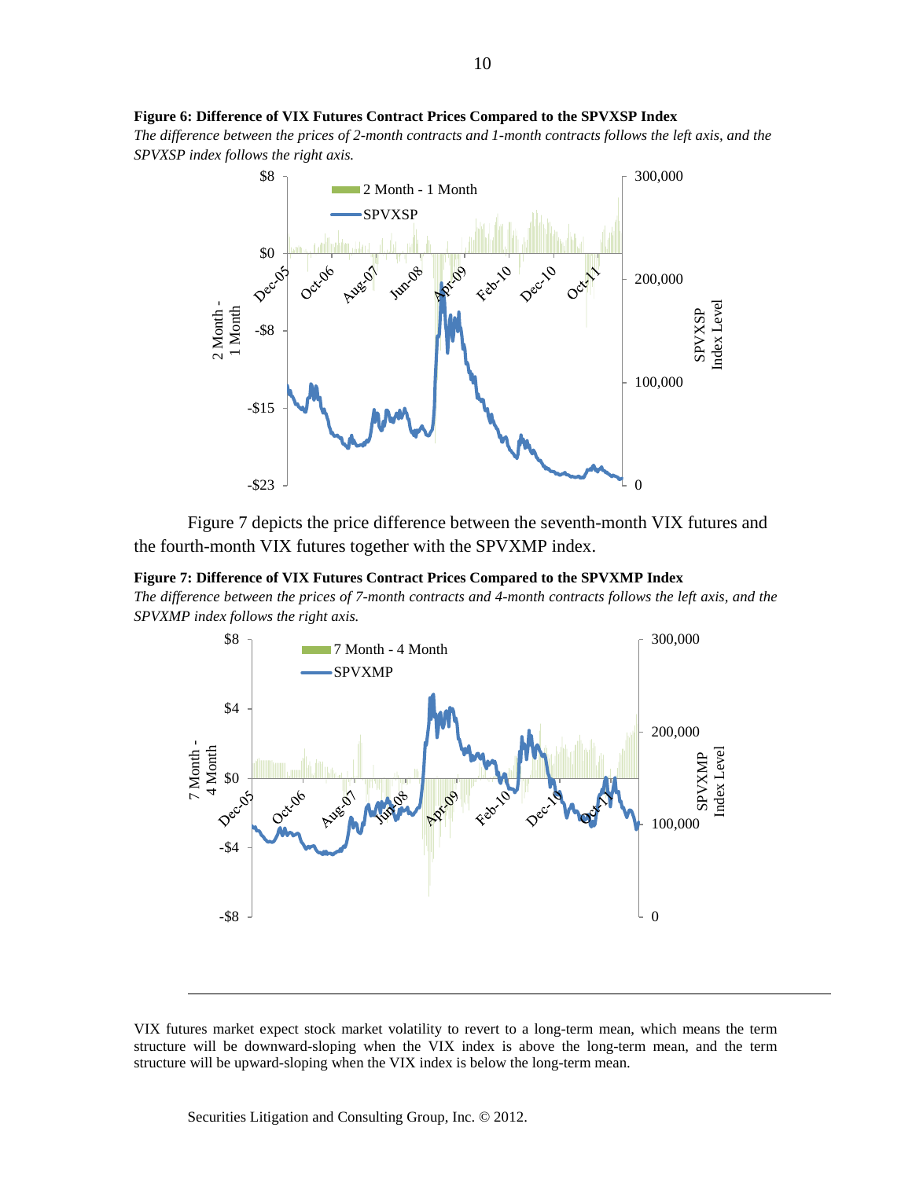**Figure 6: Difference of VIX Futures Contract Prices Compared to the SPVXSP Index**

*The difference between the prices of 2-month contracts and 1-month contracts follows the left axis, and the SPVXSP index follows the right axis.*

Figure 7 depicts the price difference between the seventh-month VIX futures and the fourth-month VIX futures together with the SPVXMP index.

**Figure 7: Difference of VIX Futures Contract Prices Compared to the SPVXMP Index**

*The difference between the prices of 7-month contracts and 4-month contracts follows the left axis, and the SPVXMP index follows the right axis.*

---

VIX futures market expect stock market volatility to revert to a long-term mean, which means the term structure will be downward-sloping when the VIX index is above the long-term mean, and the term structure will be upward-sloping when the VIX index is below the long-term mean.

Securities Litigation and Consulting Group, Inc. © 2012.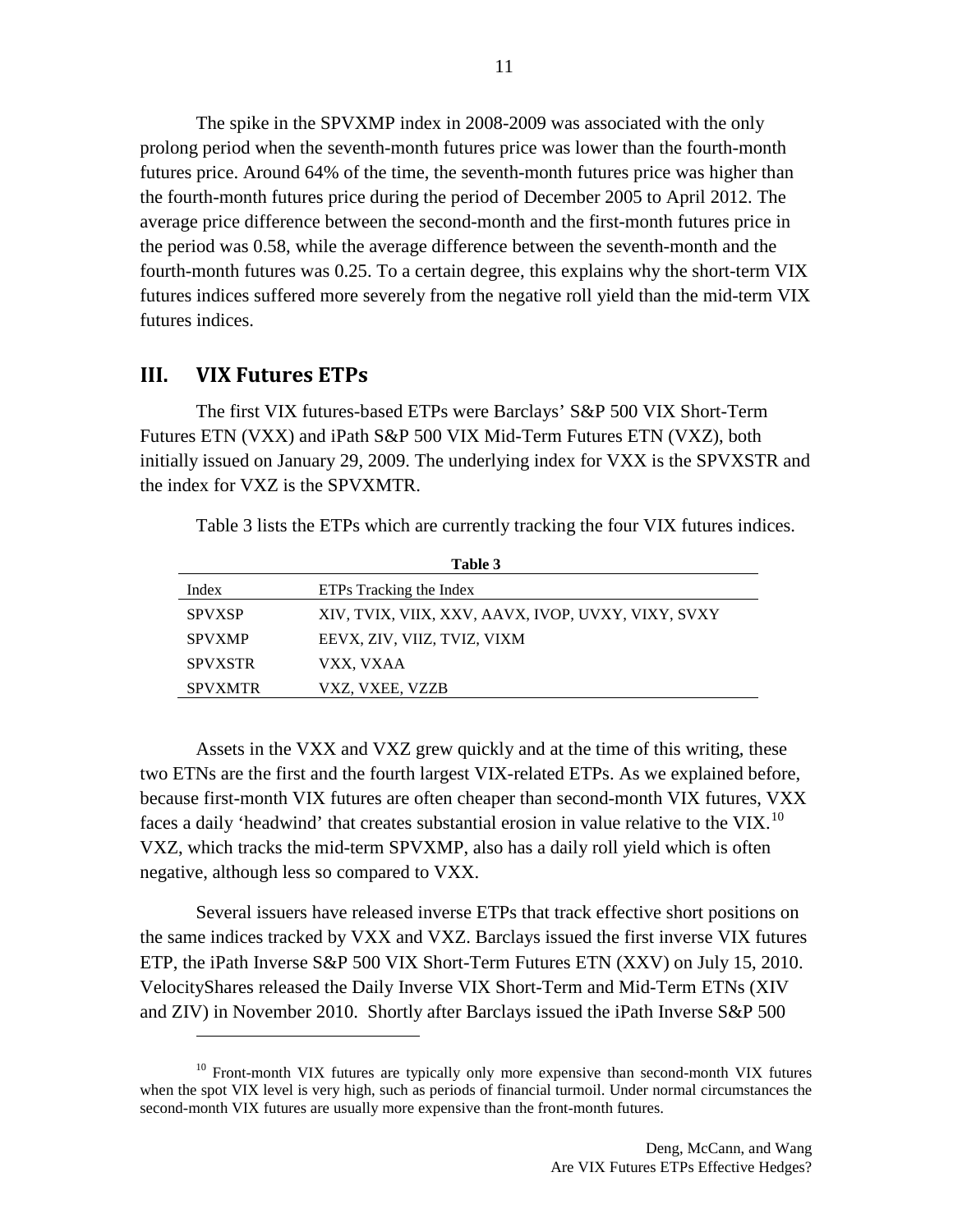The spike in the SPVXMP index in 2008-2009 was associated with the only prolong period when the seventh-month futures price was lower than the fourth-month futures price. Around 64% of the time, the seventh-month futures price was higher than the fourth-month futures price during the period of December 2005 to April 2012. The average price difference between the second-month and the first-month futures price in the period was 0.58, while the average difference between the seventh-month and the fourth-month futures was 0.25. To a certain degree, this explains why the short-term VIX futures indices suffered more severely from the negative roll yield than the mid-term VIX futures indices.

## III. VIX Futures ETPs

The first VIX futures-based ETPs were Barclays' S&P 500 VIX Short-Term Futures ETN (VXX) and iPath S&P 500 VIX Mid-Term Futures ETN (VXZ), both initially issued on January 29, 2009. The underlying index for VXX is the SPVXSTR and the index for VXZ is the SPVXMTR.

Table 3 lists the ETPs which are currently tracking the four VIX futures indices.

**Table 3**

| Index | ETPs Tracking the Index |
|---|---|
| SPVXSP | XIV, TVIX, VIIX, XXV, AAVX, IVOP, UVXY, VIXY, SVXY |
| SPVXMP | EEVX, ZIV, VIIZ, TVIZ, VIXM |
| SPVXSTR | VXX, VXAA |
| SPVXMTR | VXZ, VXEE, VZZB |

Assets in the VXX and VXZ grew quickly and at the time of this writing, these two ETNs are the first and the fourth largest VIX-related ETPs. As we explained before, because first-month VIX futures are often cheaper than second-month VIX futures, VXX faces a daily 'headwind' that creates substantial erosion in value relative to the VIX.[10] VXZ, which tracks the mid-term SPVXMP, also has a daily roll yield which is often negative, although less so compared to VXX.

Several issuers have released inverse ETPs that track effective short positions on the same indices tracked by VXX and VXZ. Barclays issued the first inverse VIX futures ETP, the iPath Inverse S&P 500 VIX Short-Term Futures ETN (XXV) on July 15, 2010. VelocityShares released the Daily Inverse VIX Short-Term and Mid-Term ETNs (XIV and ZIV) in November 2010. Shortly after Barclays issued the iPath Inverse S&P 500

[10] Front-month VIX futures are typically only more expensive than second-month VIX futures when the spot VIX level is very high, such as periods of financial turmoil. Under normal circumstances the second-month VIX futures are usually more expensive than the front-month futures.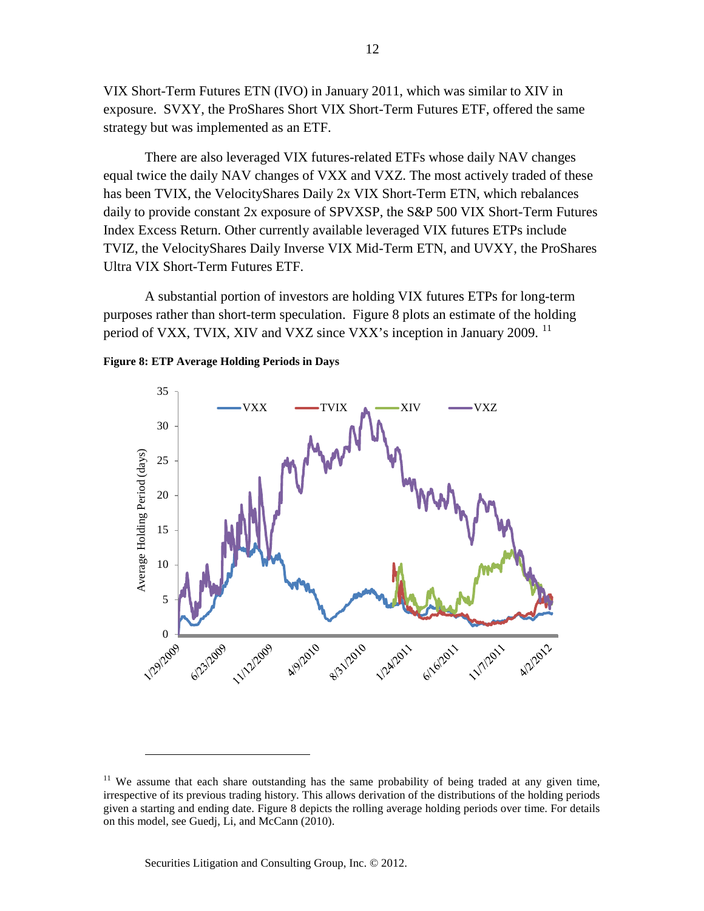VIX Short-Term Futures ETN (IVO) in January 2011, which was similar to XIV in exposure. SVXY, the ProShares Short VIX Short-Term Futures ETF, offered the same strategy but was implemented as an ETF.

There are also leveraged VIX futures-related ETFs whose daily NAV changes equal twice the daily NAV changes of VXX and VXZ. The most actively traded of these has been TVIX, the VelocityShares Daily 2x VIX Short-Term ETN, which rebalances daily to provide constant 2x exposure of SPVXSP, the S&P 500 VIX Short-Term Futures Index Excess Return. Other currently available leveraged VIX futures ETPs include TVIZ, the VelocityShares Daily Inverse VIX Mid-Term ETN, and UVXY, the ProShares Ultra VIX Short-Term Futures ETF.

A substantial portion of investors are holding VIX futures ETPs for long-term purposes rather than short-term speculation. Figure 8 plots an estimate of the holding period of VXX, TVIX, XIV and VXZ since VXX's inception in January 2009. [11]

**Figure 8: ETP Average Holding Periods in Days**

[11] We assume that each share outstanding has the same probability of being traded at any given time, irrespective of its previous trading history. This allows derivation of the distributions of the holding periods given a starting and ending date. Figure 8 depicts the rolling average holding periods over time. For details on this model, see Guedj, Li, and McCann (2010).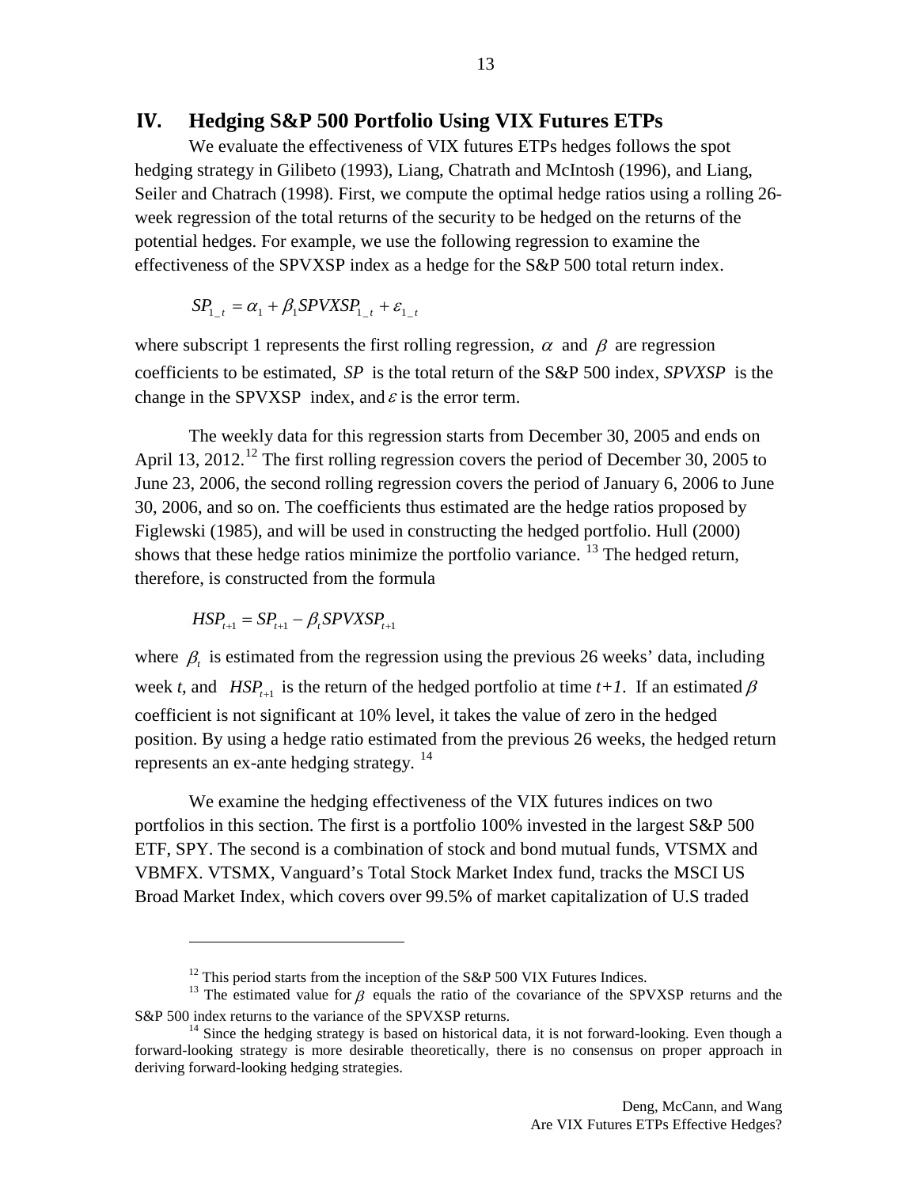## IV. Hedging S&P 500 Portfolio Using VIX Futures ETPs

We evaluate the effectiveness of VIX futures ETPs hedges follows the spot hedging strategy in Gilibeto (1993), Liang, Chatrath and McIntosh (1996), and Liang, Seiler and Chatrach (1998). First, we compute the optimal hedge ratios using a rolling 26-week regression of the total returns of the security to be hedged on the returns of the potential hedges. For example, we use the following regression to examine the effectiveness of the SPVXSP index as a hedge for the S&P 500 total return index.

$$SP_{1\_t} = \alpha_1 + \beta_1 SPVXSP_{1\_t} + \varepsilon_{1\_t}$$

where subscript 1 represents the first rolling regression, $\alpha$ and $\beta$ are regression coefficients to be estimated, $SP$ is the total return of the S&P 500 index, $SPVXSP$ is the change in the SPVXSP index, and $\varepsilon$ is the error term.

The weekly data for this regression starts from December 30, 2005 and ends on April 13, 2012.[12] The first rolling regression covers the period of December 30, 2005 to June 23, 2006, the second rolling regression covers the period of January 6, 2006 to June 30, 2006, and so on. The coefficients thus estimated are the hedge ratios proposed by Figlewski (1985), and will be used in constructing the hedged portfolio. Hull (2000) shows that these hedge ratios minimize the portfolio variance. [13] The hedged return, therefore, is constructed from the formula

$$HSP_{t+1} = SP_{t+1} - \beta_t SPVXSP_{t+1}$$

where $\beta_t$ is estimated from the regression using the previous 26 weeks' data, including week *t*, and $HSP_{t+1}$ is the return of the hedged portfolio at time *t+1*. If an estimated $\beta$ coefficient is not significant at 10% level, it takes the value of zero in the hedged position. By using a hedge ratio estimated from the previous 26 weeks, the hedged return represents an ex-ante hedging strategy. [14]

We examine the hedging effectiveness of the VIX futures indices on two portfolios in this section. The first is a portfolio 100% invested in the largest S&P 500 ETF, SPY. The second is a combination of stock and bond mutual funds, VTSMX and VBMFX. VTSMX, Vanguard's Total Stock Market Index fund, tracks the MSCI US Broad Market Index, which covers over 99.5% of market capitalization of U.S traded

---

[12] This period starts from the inception of the S&P 500 VIX Futures Indices.

[13] The estimated value for $\beta$ equals the ratio of the covariance of the SPVXSP returns and the S&P 500 index returns to the variance of the SPVXSP returns.

[14] Since the hedging strategy is based on historical data, it is not forward-looking. Even though a forward-looking strategy is more desirable theoretically, there is no consensus on proper approach in deriving forward-looking hedging strategies.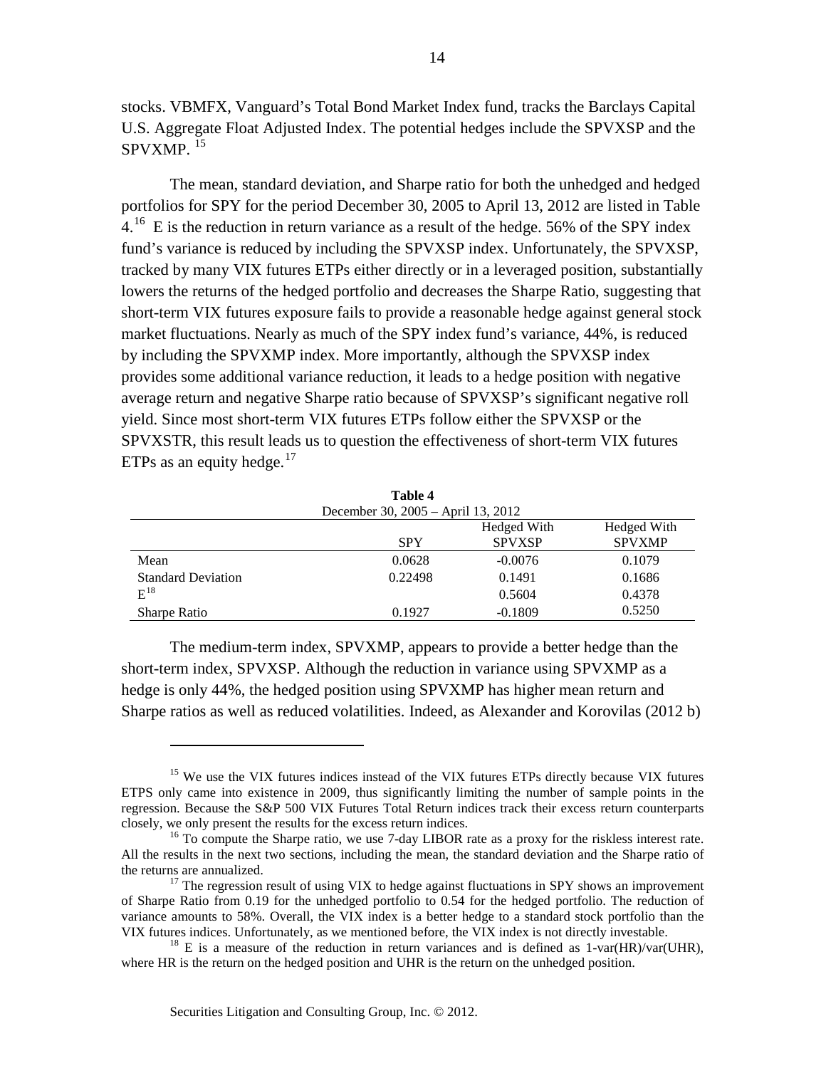stocks. VBMFX, Vanguard's Total Bond Market Index fund, tracks the Barclays Capital U.S. Aggregate Float Adjusted Index. The potential hedges include the SPVXSP and the SPVXMP. [15]

The mean, standard deviation, and Sharpe ratio for both the unhedged and hedged portfolios for SPY for the period December 30, 2005 to April 13, 2012 are listed in Table 4.[16] E is the reduction in return variance as a result of the hedge. 56% of the SPY index fund's variance is reduced by including the SPVXSP index. Unfortunately, the SPVXSP, tracked by many VIX futures ETPs either directly or in a leveraged position, substantially lowers the returns of the hedged portfolio and decreases the Sharpe Ratio, suggesting that short-term VIX futures exposure fails to provide a reasonable hedge against general stock market fluctuations. Nearly as much of the SPY index fund's variance, 44%, is reduced by including the SPVXMP index. More importantly, although the SPVXSP index provides some additional variance reduction, it leads to a hedge position with negative average return and negative Sharpe ratio because of SPVXSP's significant negative roll yield. Since most short-term VIX futures ETPs follow either the SPVXSP or the SPVXSTR, this result leads us to question the effectiveness of short-term VIX futures ETPs as an equity hedge.[17]

**Table 4**

December 30, 2005 – April 13, 2012

| | SPY | Hedged With SPVXSP | Hedged With SPVXMP |
|---|---|---|---|
| Mean | 0.0628 | -0.0076 | 0.1079 |
| Standard Deviation | 0.22498 | 0.1491 | 0.1686 |
| E[18] | | 0.5604 | 0.4378 |
| Sharpe Ratio | 0.1927 | -0.1809 | 0.5250 |

The medium-term index, SPVXMP, appears to provide a better hedge than the short-term index, SPVXSP. Although the reduction in variance using SPVXMP as a hedge is only 44%, the hedged position using SPVXMP has higher mean return and Sharpe ratios as well as reduced volatilities. Indeed, as Alexander and Korovilas (2012 b)

---

[15] We use the VIX futures indices instead of the VIX futures ETPs directly because VIX futures ETPS only came into existence in 2009, thus significantly limiting the number of sample points in the regression. Because the S&P 500 VIX Futures Total Return indices track their excess return counterparts closely, we only present the results for the excess return indices.

[16] To compute the Sharpe ratio, we use 7-day LIBOR rate as a proxy for the riskless interest rate. All the results in the next two sections, including the mean, the standard deviation and the Sharpe ratio of the returns are annualized.

[17] The regression result of using VIX to hedge against fluctuations in SPY shows an improvement of Sharpe Ratio from 0.19 for the unhedged portfolio to 0.54 for the hedged portfolio. The reduction of variance amounts to 58%. Overall, the VIX index is a better hedge to a standard stock portfolio than the VIX futures indices. Unfortunately, as we mentioned before, the VIX index is not directly investable.

[18] E is a measure of the reduction in return variances and is defined as 1-var(HR)/var(UHR), where HR is the return on the hedged position and UHR is the return on the unhedged position.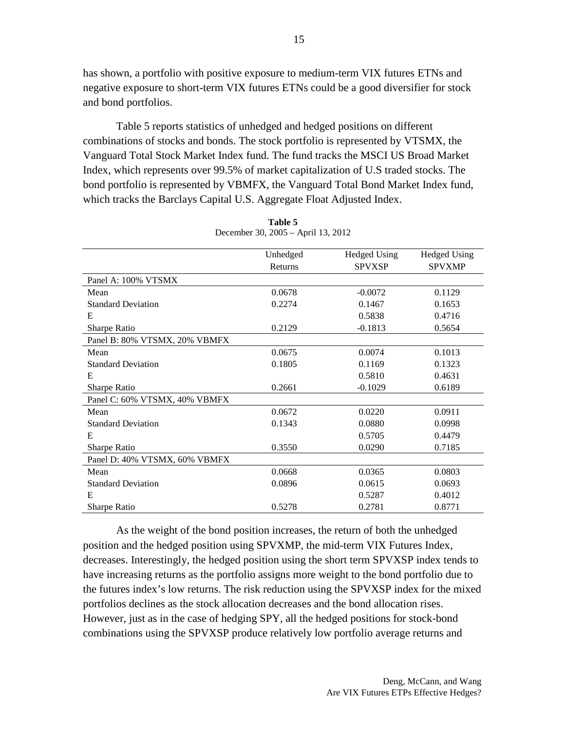has shown, a portfolio with positive exposure to medium-term VIX futures ETNs and negative exposure to short-term VIX futures ETNs could be a good diversifier for stock and bond portfolios.

Table 5 reports statistics of unhedged and hedged positions on different combinations of stocks and bonds. The stock portfolio is represented by VTSMX, the Vanguard Total Stock Market Index fund. The fund tracks the MSCI US Broad Market Index, which represents over 99.5% of market capitalization of U.S traded stocks. The bond portfolio is represented by VBMFX, the Vanguard Total Bond Market Index fund, which tracks the Barclays Capital U.S. Aggregate Float Adjusted Index.

**Table 5**
December 30, 2005 – April 13, 2012

| | Unhedged Returns | Hedged Using SPVXSP | Hedged Using SPVXMP |
|---|---|---|---|
| Panel A: 100% VTSMX | | | |
| Mean | 0.0678 | -0.0072 | 0.1129 |
| Standard Deviation | 0.2274 | 0.1467 | 0.1653 |
| E | | 0.5838 | 0.4716 |
| Sharpe Ratio | 0.2129 | -0.1813 | 0.5654 |
| Panel B: 80% VTSMX, 20% VBMFX | | | |
| Mean | 0.0675 | 0.0074 | 0.1013 |
| Standard Deviation | 0.1805 | 0.1169 | 0.1323 |
| E | | 0.5810 | 0.4631 |
| Sharpe Ratio | 0.2661 | -0.1029 | 0.6189 |
| Panel C: 60% VTSMX, 40% VBMFX | | | |
| Mean | 0.0672 | 0.0220 | 0.0911 |
| Standard Deviation | 0.1343 | 0.0880 | 0.0998 |
| E | | 0.5705 | 0.4479 |
| Sharpe Ratio | 0.3550 | 0.0290 | 0.7185 |
| Panel D: 40% VTSMX, 60% VBMFX | | | |
| Mean | 0.0668 | 0.0365 | 0.0803 |
| Standard Deviation | 0.0896 | 0.0615 | 0.0693 |
| E | | 0.5287 | 0.4012 |
| Sharpe Ratio | 0.5278 | 0.2781 | 0.8771 |

As the weight of the bond position increases, the return of both the unhedged position and the hedged position using SPVXMP, the mid-term VIX Futures Index, decreases. Interestingly, the hedged position using the short term SPVXSP index tends to have increasing returns as the portfolio assigns more weight to the bond portfolio due to the futures index's low returns. The risk reduction using the SPVXSP index for the mixed portfolios declines as the stock allocation decreases and the bond allocation rises. However, just as in the case of hedging SPY, all the hedged positions for stock-bond combinations using the SPVXSP produce relatively low portfolio average returns and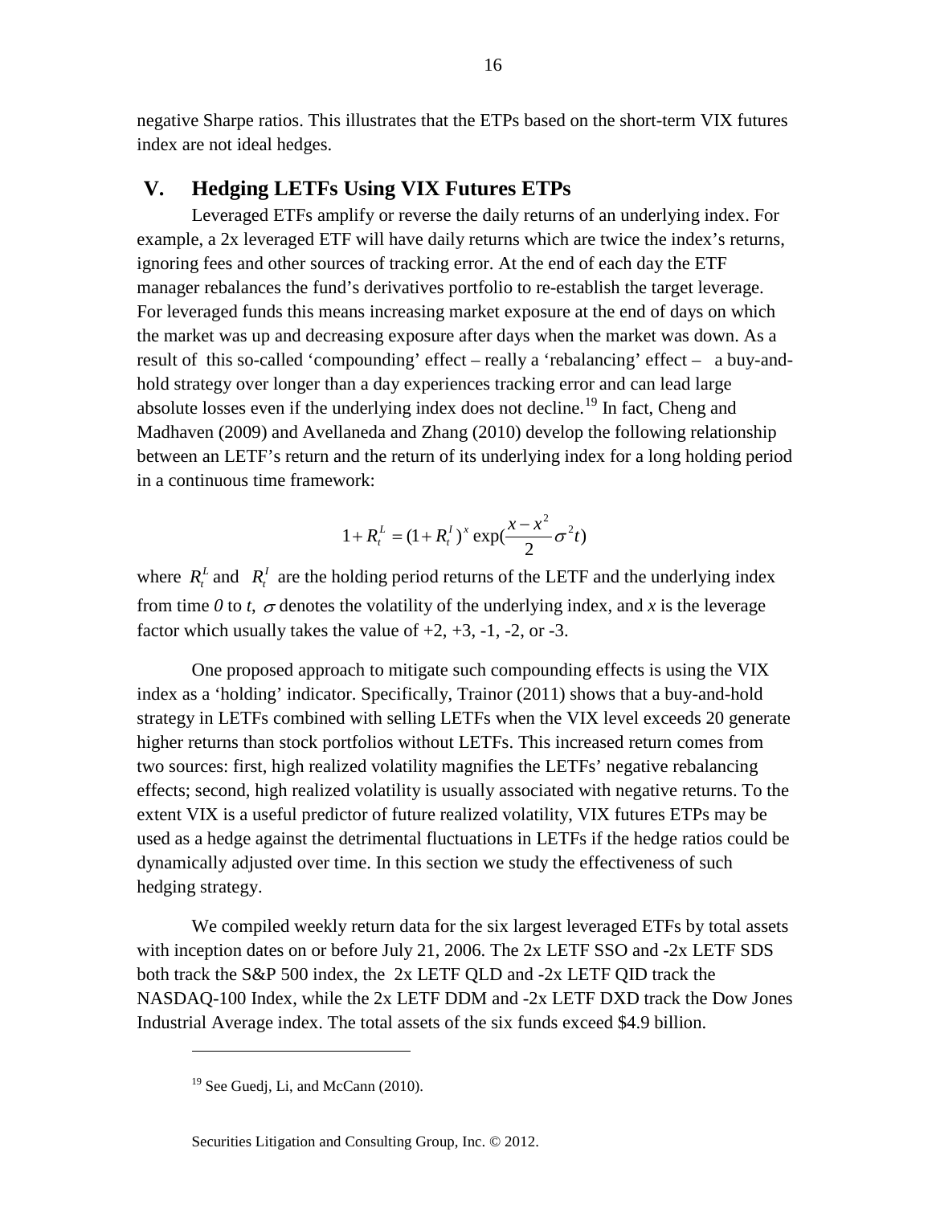negative Sharpe ratios. This illustrates that the ETPs based on the short-term VIX futures index are not ideal hedges.

## V. Hedging LETFs Using VIX Futures ETPs

Leveraged ETFs amplify or reverse the daily returns of an underlying index. For example, a 2x leveraged ETF will have daily returns which are twice the index's returns, ignoring fees and other sources of tracking error. At the end of each day the ETF manager rebalances the fund's derivatives portfolio to re-establish the target leverage. For leveraged funds this means increasing market exposure at the end of days on which the market was up and decreasing exposure after days when the market was down. As a result of this so-called 'compounding' effect – really a 'rebalancing' effect – a buy-and-hold strategy over longer than a day experiences tracking error and can lead large absolute losses even if the underlying index does not decline.[19] In fact, Cheng and Madhaven (2009) and Avellaneda and Zhang (2010) develop the following relationship between an LETF's return and the return of its underlying index for a long holding period in a continuous time framework:

$$1 + R_t^L = (1 + R_t^I)^x \exp\left(\frac{x - x^2}{2}\sigma^2 t\right)$$

where $R_t^L$ and $R_t^I$ are the holding period returns of the LETF and the underlying index from time *0* to *t*, $\sigma$ denotes the volatility of the underlying index, and *x* is the leverage factor which usually takes the value of +2, +3, -1, -2, or -3.

One proposed approach to mitigate such compounding effects is using the VIX index as a 'holding' indicator. Specifically, Trainor (2011) shows that a buy-and-hold strategy in LETFs combined with selling LETFs when the VIX level exceeds 20 generate higher returns than stock portfolios without LETFs. This increased return comes from two sources: first, high realized volatility magnifies the LETFs' negative rebalancing effects; second, high realized volatility is usually associated with negative returns. To the extent VIX is a useful predictor of future realized volatility, VIX futures ETPs may be used as a hedge against the detrimental fluctuations in LETFs if the hedge ratios could be dynamically adjusted over time. In this section we study the effectiveness of such hedging strategy.

We compiled weekly return data for the six largest leveraged ETFs by total assets with inception dates on or before July 21, 2006. The 2x LETF SSO and -2x LETF SDS both track the S&P 500 index, the 2x LETF QLD and -2x LETF QID track the NASDAQ-100 Index, while the 2x LETF DDM and -2x LETF DXD track the Dow Jones Industrial Average index. The total assets of the six funds exceed \$4.9 billion.

---

[19] See Guedj, Li, and McCann (2010).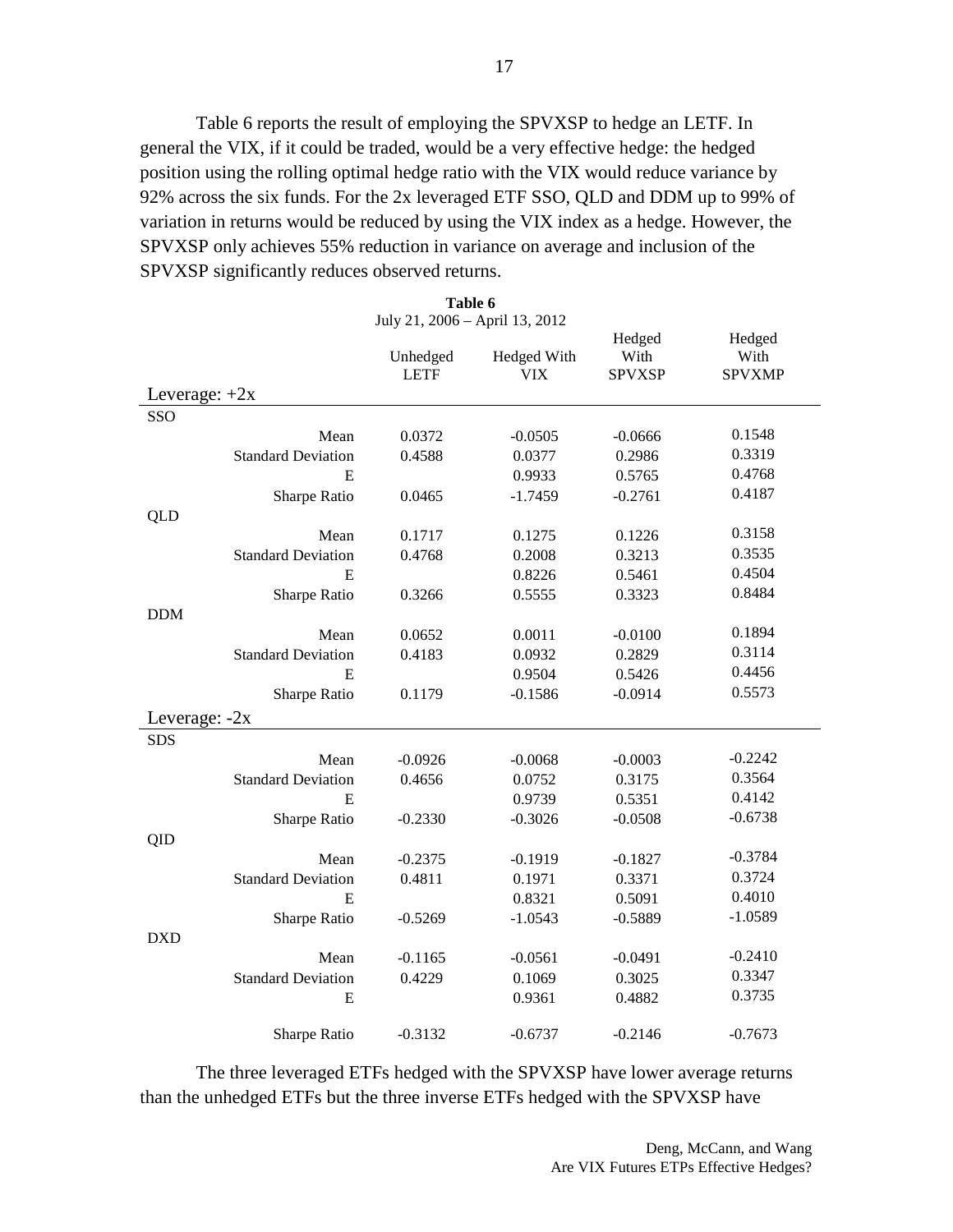Table 6 reports the result of employing the SPVXSP to hedge an LETF. In general the VIX, if it could be traded, would be a very effective hedge: the hedged position using the rolling optimal hedge ratio with the VIX would reduce variance by 92% across the six funds. For the 2x leveraged ETF SSO, QLD and DDM up to 99% of variation in returns would be reduced by using the VIX index as a hedge. However, the SPVXSP only achieves 55% reduction in variance on average and inclusion of the SPVXSP significantly reduces observed returns.

**Table 6**
July 21, 2006 – April 13, 2012

| | Unhedged LETF | Hedged With VIX | Hedged With SPVXSP | Hedged With SPVXMP |
|---|---|---|---|---|
| **Leverage: +2x** | | | | |
| SSO | | | | |
| Mean | 0.0372 | -0.0505 | -0.0666 | 0.1548 |
| Standard Deviation | 0.4588 | 0.0377 | 0.2986 | 0.3319 |
| E | | 0.9933 | 0.5765 | 0.4768 |
| Sharpe Ratio | 0.0465 | -1.7459 | -0.2761 | 0.4187 |
| QLD | | | | |
| Mean | 0.1717 | 0.1275 | 0.1226 | 0.3158 |
| Standard Deviation | 0.4768 | 0.2008 | 0.3213 | 0.3535 |
| E | | 0.8226 | 0.5461 | 0.4504 |
| Sharpe Ratio | 0.3266 | 0.5555 | 0.3323 | 0.8484 |
| DDM | | | | |
| Mean | 0.0652 | 0.0011 | -0.0100 | 0.1894 |
| Standard Deviation | 0.4183 | 0.0932 | 0.2829 | 0.3114 |
| E | | 0.9504 | 0.5426 | 0.4456 |
| Sharpe Ratio | 0.1179 | -0.1586 | -0.0914 | 0.5573 |
| **Leverage: -2x** | | | | |
| SDS | | | | |
| Mean | -0.0926 | -0.0068 | -0.0003 | -0.2242 |
| Standard Deviation | 0.4656 | 0.0752 | 0.3175 | 0.3564 |
| E | | 0.9739 | 0.5351 | 0.4142 |
| Sharpe Ratio | -0.2330 | -0.3026 | -0.0508 | -0.6738 |
| QID | | | | |
| Mean | -0.2375 | -0.1919 | -0.1827 | -0.3784 |
| Standard Deviation | 0.4811 | 0.1971 | 0.3371 | 0.3724 |
| E | | 0.8321 | 0.5091 | 0.4010 |
| Sharpe Ratio | -0.5269 | -1.0543 | -0.5889 | -1.0589 |
| DXD | | | | |
| Mean | -0.1165 | -0.0561 | -0.0491 | -0.2410 |
| Standard Deviation | 0.4229 | 0.1069 | 0.3025 | 0.3347 |
| E | | 0.9361 | 0.4882 | 0.3735 |
| Sharpe Ratio | -0.3132 | -0.6737 | -0.2146 | -0.7673 |

The three leveraged ETFs hedged with the SPVXSP have lower average returns than the unhedged ETFs but the three inverse ETFs hedged with the SPVXSP have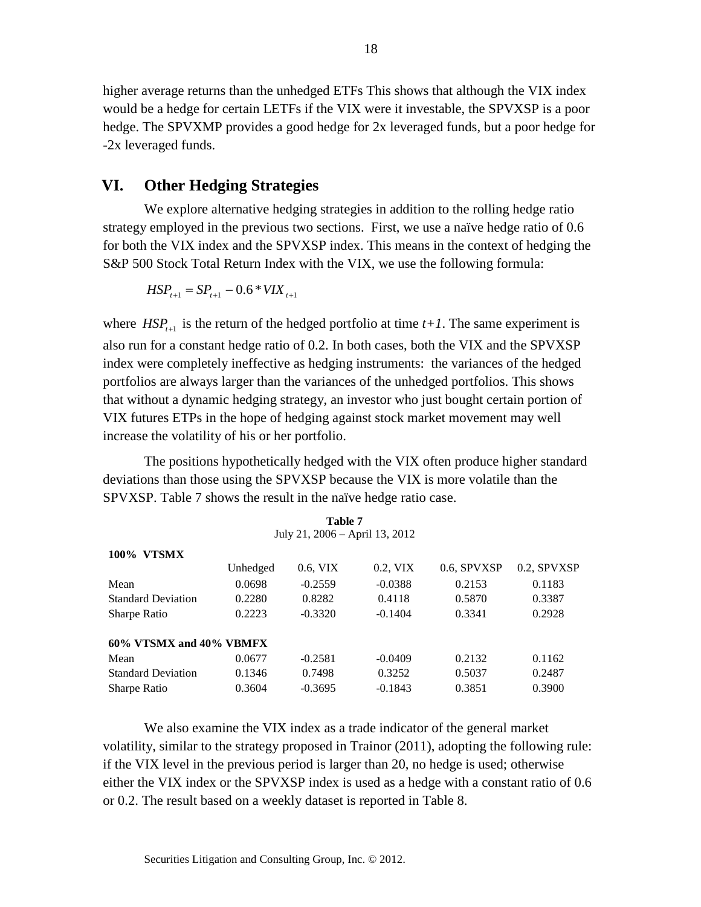higher average returns than the unhedged ETFs This shows that although the VIX index would be a hedge for certain LETFs if the VIX were it investable, the SPVXSP is a poor hedge. The SPVXMP provides a good hedge for 2x leveraged funds, but a poor hedge for -2x leveraged funds.

## VI. Other Hedging Strategies

We explore alternative hedging strategies in addition to the rolling hedge ratio strategy employed in the previous two sections. First, we use a naïve hedge ratio of 0.6 for both the VIX index and the SPVXSP index. This means in the context of hedging the S&P 500 Stock Total Return Index with the VIX, we use the following formula:

$$HSP_{t+1} = SP_{t+1} - 0.6 * VIX_{t+1}$$

where $HSP_{t+1}$ is the return of the hedged portfolio at time $t+1$. The same experiment is also run for a constant hedge ratio of 0.2. In both cases, both the VIX and the SPVXSP index were completely ineffective as hedging instruments: the variances of the hedged portfolios are always larger than the variances of the unhedged portfolios. This shows that without a dynamic hedging strategy, an investor who just bought certain portion of VIX futures ETPs in the hope of hedging against stock market movement may well increase the volatility of his or her portfolio.

The positions hypothetically hedged with the VIX often produce higher standard deviations than those using the SPVXSP because the VIX is more volatile than the SPVXSP. Table 7 shows the result in the naïve hedge ratio case.

**Table 7**
July 21, 2006 – April 13, 2012

| **100% VTSMX** | Unhedged | 0.6, VIX | 0.2, VIX | 0.6, SPVXSP | 0.2, SPVXSP |
|---|---|---|---|---|---|
| Mean | 0.0698 | -0.2559 | -0.0388 | 0.2153 | 0.1183 |
| Standard Deviation | 0.2280 | 0.8282 | 0.4118 | 0.5870 | 0.3387 |
| Sharpe Ratio | 0.2223 | -0.3320 | -0.1404 | 0.3341 | 0.2928 |
| **60% VTSMX and 40% VBMFX** | | | | | |
| Mean | 0.0677 | -0.2581 | -0.0409 | 0.2132 | 0.1162 |
| Standard Deviation | 0.1346 | 0.7498 | 0.3252 | 0.5037 | 0.2487 |
| Sharpe Ratio | 0.3604 | -0.3695 | -0.1843 | 0.3851 | 0.3900 |

We also examine the VIX index as a trade indicator of the general market volatility, similar to the strategy proposed in Trainor (2011), adopting the following rule: if the VIX level in the previous period is larger than 20, no hedge is used; otherwise either the VIX index or the SPVXSP index is used as a hedge with a constant ratio of 0.6 or 0.2. The result based on a weekly dataset is reported in Table 8.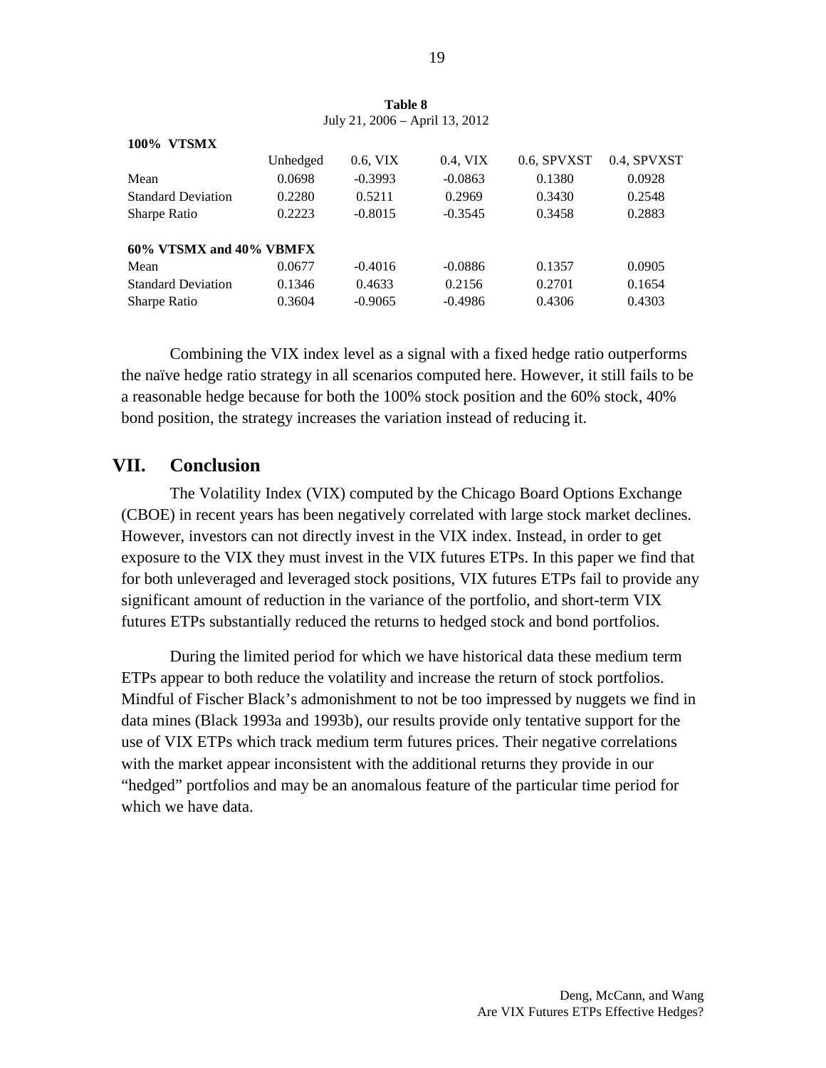**Table 8**

July 21, 2006 – April 13, 2012

| **100% VTSMX** | Unhedged | 0.6, VIX | 0.4, VIX | 0.6, SPVXST | 0.4, SPVXST |
|---|---|---|---|---|---|
| Mean | 0.0698 | -0.3993 | -0.0863 | 0.1380 | 0.0928 |
| Standard Deviation | 0.2280 | 0.5211 | 0.2969 | 0.3430 | 0.2548 |
| Sharpe Ratio | 0.2223 | -0.8015 | -0.3545 | 0.3458 | 0.2883 |
| **60% VTSMX and 40% VBMFX** | | | | | |
| Mean | 0.0677 | -0.4016 | -0.0886 | 0.1357 | 0.0905 |
| Standard Deviation | 0.1346 | 0.4633 | 0.2156 | 0.2701 | 0.1654 |
| Sharpe Ratio | 0.3604 | -0.9065 | -0.4986 | 0.4306 | 0.4303 |

Combining the VIX index level as a signal with a fixed hedge ratio outperforms the naïve hedge ratio strategy in all scenarios computed here. However, it still fails to be a reasonable hedge because for both the 100% stock position and the 60% stock, 40% bond position, the strategy increases the variation instead of reducing it.

## VII. Conclusion

The Volatility Index (VIX) computed by the Chicago Board Options Exchange (CBOE) in recent years has been negatively correlated with large stock market declines. However, investors can not directly invest in the VIX index. Instead, in order to get exposure to the VIX they must invest in the VIX futures ETPs. In this paper we find that for both unleveraged and leveraged stock positions, VIX futures ETPs fail to provide any significant amount of reduction in the variance of the portfolio, and short-term VIX futures ETPs substantially reduced the returns to hedged stock and bond portfolios.

During the limited period for which we have historical data these medium term ETPs appear to both reduce the volatility and increase the return of stock portfolios. Mindful of Fischer Black's admonishment to not be too impressed by nuggets we find in data mines (Black 1993a and 1993b), our results provide only tentative support for the use of VIX ETPs which track medium term futures prices. Their negative correlations with the market appear inconsistent with the additional returns they provide in our "hedged" portfolios and may be an anomalous feature of the particular time period for which we have data.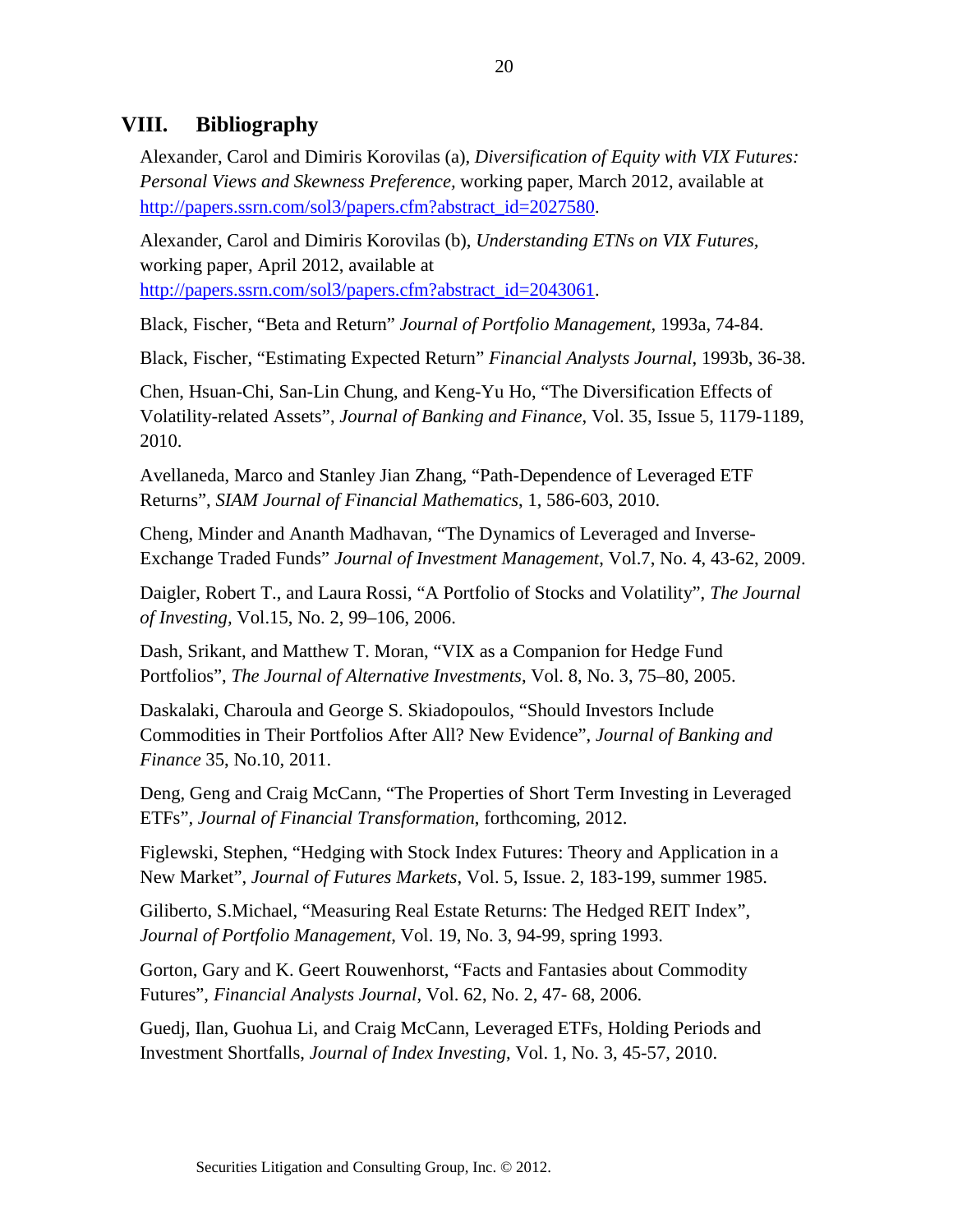## VIII. Bibliography

Alexander, Carol and Dimiris Korovilas (a), *Diversification of Equity with VIX Futures: Personal Views and Skewness Preference*, working paper, March 2012, available at http://papers.ssrn.com/sol3/papers.cfm?abstract_id=2027580.

Alexander, Carol and Dimiris Korovilas (b), *Understanding ETNs on VIX Futures*, working paper, April 2012, available at http://papers.ssrn.com/sol3/papers.cfm?abstract_id=2043061.

Black, Fischer, "Beta and Return" *Journal of Portfolio Management*, 1993a, 74-84.

Black, Fischer, "Estimating Expected Return" *Financial Analysts Journal*, 1993b, 36-38.

Chen, Hsuan-Chi, San-Lin Chung, and Keng-Yu Ho, "The Diversification Effects of Volatility-related Assets", *Journal of Banking and Finance*, Vol. 35, Issue 5, 1179-1189, 2010.

Avellaneda, Marco and Stanley Jian Zhang, "Path-Dependence of Leveraged ETF Returns", *SIAM Journal of Financial Mathematics*, 1, 586-603, 2010.

Cheng, Minder and Ananth Madhavan, "The Dynamics of Leveraged and Inverse-Exchange Traded Funds" *Journal of Investment Management*, Vol.7, No. 4, 43-62, 2009.

Daigler, Robert T., and Laura Rossi, "A Portfolio of Stocks and Volatility", *The Journal of Investing*, Vol.15, No. 2, 99–106, 2006.

Dash, Srikant, and Matthew T. Moran, "VIX as a Companion for Hedge Fund Portfolios", *The Journal of Alternative Investments*, Vol. 8, No. 3, 75–80, 2005.

Daskalaki, Charoula and George S. Skiadopoulos, "Should Investors Include Commodities in Their Portfolios After All? New Evidence", *Journal of Banking and Finance* 35, No.10, 2011.

Deng, Geng and Craig McCann, "The Properties of Short Term Investing in Leveraged ETFs", *Journal of Financial Transformation*, forthcoming, 2012.

Figlewski, Stephen, "Hedging with Stock Index Futures: Theory and Application in a New Market", *Journal of Futures Markets*, Vol. 5, Issue. 2, 183-199, summer 1985.

Giliberto, S.Michael, "Measuring Real Estate Returns: The Hedged REIT Index", *Journal of Portfolio Management*, Vol. 19, No. 3, 94-99, spring 1993.

Gorton, Gary and K. Geert Rouwenhorst, "Facts and Fantasies about Commodity Futures", *Financial Analysts Journal*, Vol. 62, No. 2, 47- 68, 2006.

Guedj, Ilan, Guohua Li, and Craig McCann, Leveraged ETFs, Holding Periods and Investment Shortfalls, *Journal of Index Investing*, Vol. 1, No. 3, 45-57, 2010.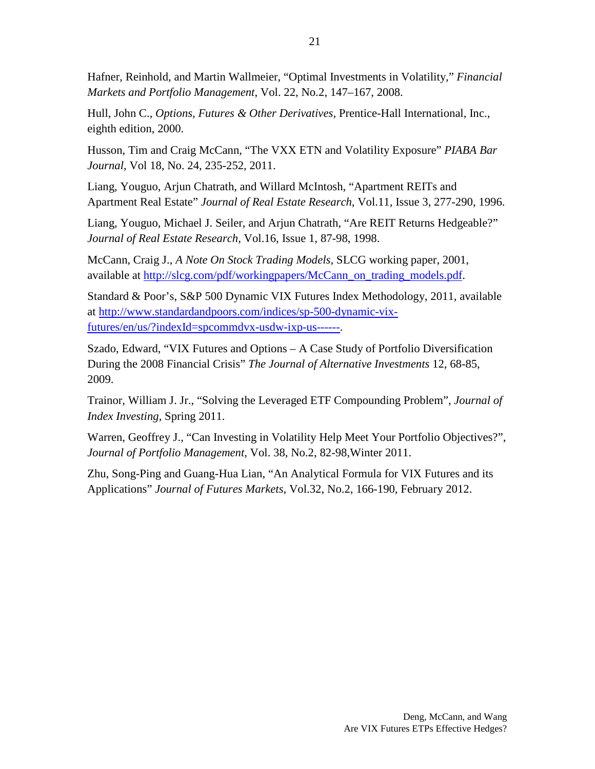Hafner, Reinhold, and Martin Wallmeier, "Optimal Investments in Volatility," *Financial Markets and Portfolio Management*, Vol. 22, No.2, 147–167, 2008.

Hull, John C., *Options, Futures & Other Derivatives*, Prentice-Hall International, Inc., eighth edition, 2000.

Husson, Tim and Craig McCann, "The VXX ETN and Volatility Exposure" *PIABA Bar Journal*, Vol 18, No. 24, 235-252, 2011.

Liang, Youguo, Arjun Chatrath, and Willard McIntosh, "Apartment REITs and Apartment Real Estate" *Journal of Real Estate Research*, Vol.11, Issue 3, 277-290, 1996.

Liang, Youguo, Michael J. Seiler, and Arjun Chatrath, "Are REIT Returns Hedgeable?" *Journal of Real Estate Research*, Vol.16, Issue 1, 87-98, 1998.

McCann, Craig J., *A Note On Stock Trading Models*, SLCG working paper, 2001, available at [http://slcg.com/pdf/workingpapers/McCann_on_trading_models.pdf](http://slcg.com/pdf/workingpapers/McCann_on_trading_models.pdf).

Standard & Poor's, S&P 500 Dynamic VIX Futures Index Methodology, 2011, available at [http://www.standardandpoors.com/indices/sp-500-dynamic-vix-futures/en/us/?indexId=spcommdvx-usdw-ixp-us------](http://www.standardandpoors.com/indices/sp-500-dynamic-vix-futures/en/us/?indexId=spcommdvx-usdw-ixp-us------).

Szado, Edward, "VIX Futures and Options – A Case Study of Portfolio Diversification During the 2008 Financial Crisis" *The Journal of Alternative Investments* 12, 68-85, 2009.

Trainor, William J. Jr., "Solving the Leveraged ETF Compounding Problem", *Journal of Index Investing*, Spring 2011.

Warren, Geoffrey J., "Can Investing in Volatility Help Meet Your Portfolio Objectives?", *Journal of Portfolio Management*, Vol. 38, No.2, 82-98,Winter 2011.

Zhu, Song-Ping and Guang-Hua Lian, "An Analytical Formula for VIX Futures and its Applications" *Journal of Futures Markets*, Vol.32, No.2, 166-190, February 2012.